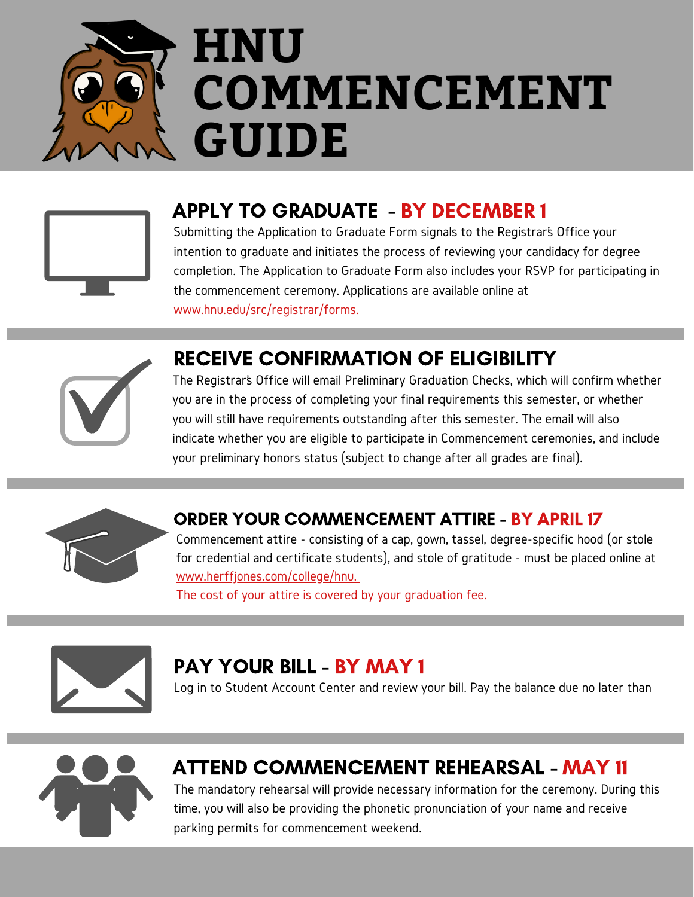# HNU COMMENCEMENT GUIDE

## APPLY TO GRADUATE - BY DECEMBER 1

Submitting the Application to Graduate Form signals to the Registrar's Office your intention to graduate and initiates the process of reviewing your candidacy for degree completion. The Application to Graduate Form also includes your RSVP for participating in the commencement ceremony. Applications are available online at www.hnu.edu/src/registrar/forms.

## RECEIVE CONFIRMATION OF ELIGIBILITY

The Registrar's Office will email Preliminary Graduation Checks, which will confirm whether you are in the process of completing your final requirements this semester, or whether you will still have requirements outstanding after this semester. The email will also indicate whether you are eligible to participate in Commencement ceremonies, and include your preliminary honors status (subject to change after all grades are final).

## ORDER YOUR COMMENCEMENT ATTIRE - BY APRIL 17

Commencement attire - consisting of a cap, gown, tassel, degree-specific hood (or stole for credential and certificate students), and stole of gratitude - must be placed online at www.herffjones.com/college/hnu.

The cost of your attire is covered by your graduation fee.

## PAY YOUR BILL - BY MAY 1

Log in to Student Account Center and review your bill. Pay the balance due no later than

## ATTEND COMMENCEMENT REHEARSAL - MAY 11

The mandatory rehearsal will provide necessary information for the ceremony. During this time, you will also be providing the phonetic pronunciation of your name and receive parking permits for commencement weekend.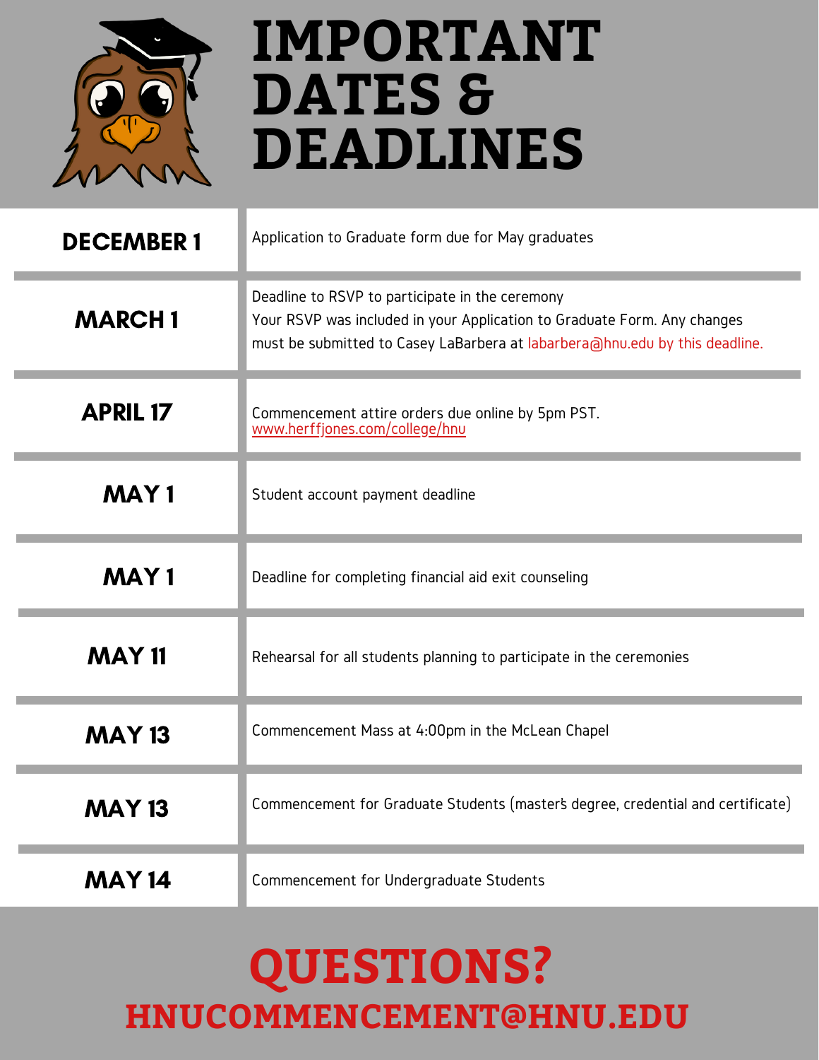# IMPORTANT DATES & DEADLINES

| | |
|---|---|
| **DECEMBER 1** | Application to Graduate form due for May graduates |
| **MARCH 1** | Deadline to RSVP to participate in the ceremony<br>Your RSVP was included in your Application to Graduate Form. Any changes must be submitted to Casey LaBarbera at labarbera@hnu.edu by this deadline. |
| **APRIL 17** | Commencement attire orders due online by 5pm PST.<br>www.herffjones.com/college/hnu |
| **MAY 1** | Student account payment deadline |
| **MAY 1** | Deadline for completing financial aid exit counseling |
| **MAY 11** | Rehearsal for all students planning to participate in the ceremonies |
| **MAY 13** | Commencement Mass at 4:00pm in the McLean Chapel |
| **MAY 13** | Commencement for Graduate Students (master's degree, credential and certificate) |
| **MAY 14** | Commencement for Undergraduate Students |

## QUESTIONS?

**HNUCOMMENCEMENT@HNU.EDU**